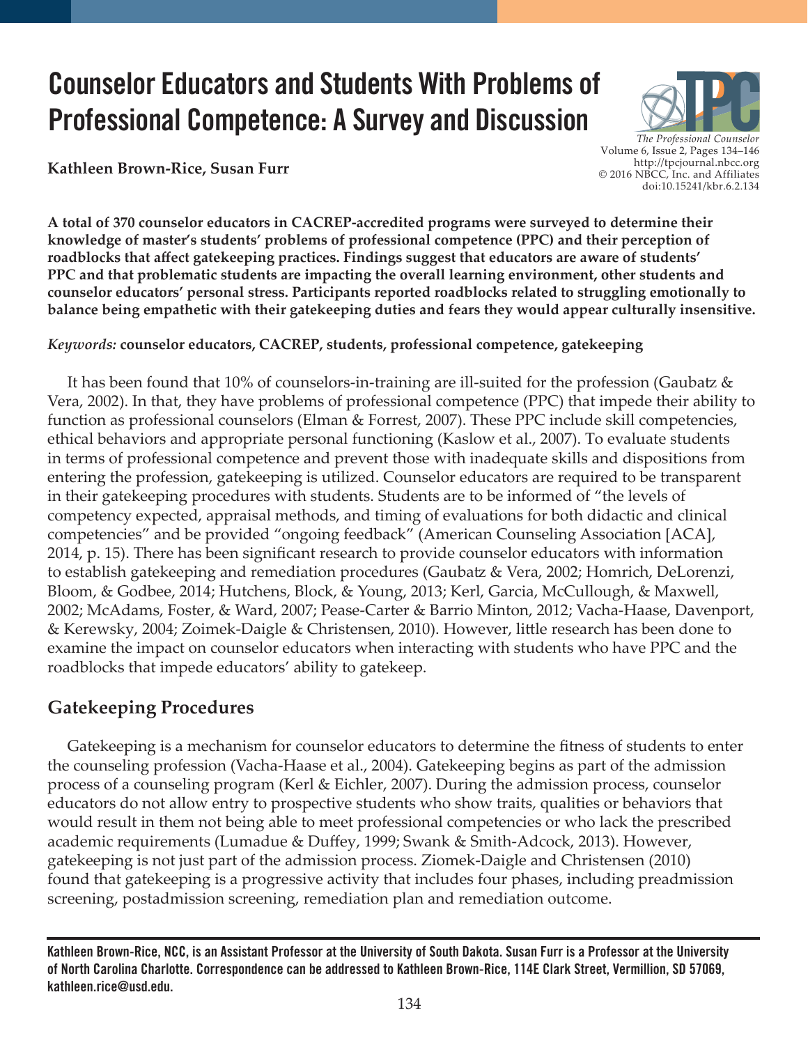# Counselor Educators and Students With Problems of Professional Competence: A Survey and Discussion

**Kathleen Brown-Rice, Susan Furr**

**A total of 370 counselor educators in CACREP-accredited programs were surveyed to determine their knowledge of master's students' problems of professional competence (PPC) and their perception of roadblocks that affect gatekeeping practices. Findings suggest that educators are aware of students' PPC and that problematic students are impacting the overall learning environment, other students and counselor educators' personal stress. Participants reported roadblocks related to struggling emotionally to balance being empathetic with their gatekeeping duties and fears they would appear culturally insensitive.**

*Keywords:* **counselor educators, CACREP, students, professional competence, gatekeeping**

It has been found that 10% of counselors-in-training are ill-suited for the profession (Gaubatz & Vera, 2002). In that, they have problems of professional competence (PPC) that impede their ability to function as professional counselors (Elman & Forrest, 2007). These PPC include skill competencies, ethical behaviors and appropriate personal functioning (Kaslow et al., 2007). To evaluate students in terms of professional competence and prevent those with inadequate skills and dispositions from entering the profession, gatekeeping is utilized. Counselor educators are required to be transparent in their gatekeeping procedures with students. Students are to be informed of "the levels of competency expected, appraisal methods, and timing of evaluations for both didactic and clinical competencies" and be provided "ongoing feedback" (American Counseling Association [ACA], 2014, p. 15). There has been significant research to provide counselor educators with information to establish gatekeeping and remediation procedures (Gaubatz & Vera, 2002; Homrich, DeLorenzi, Bloom, & Godbee, 2014; Hutchens, Block, & Young, 2013; Kerl, Garcia, McCullough, & Maxwell, 2002; McAdams, Foster, & Ward, 2007; Pease-Carter & Barrio Minton, 2012; Vacha-Haase, Davenport, & Kerewsky, 2004; Zoimek-Daigle & Christensen, 2010). However, little research has been done to examine the impact on counselor educators when interacting with students who have PPC and the roadblocks that impede educators' ability to gatekeep.

## Gatekeeping Procedures

Gatekeeping is a mechanism for counselor educators to determine the fitness of students to enter the counseling profession (Vacha-Haase et al., 2004). Gatekeeping begins as part of the admission process of a counseling program (Kerl & Eichler, 2007). During the admission process, counselor educators do not allow entry to prospective students who show traits, qualities or behaviors that would result in them not being able to meet professional competencies or who lack the prescribed academic requirements (Lumadue & Duffey, 1999; Swank & Smith-Adcock, 2013). However, gatekeeping is not just part of the admission process. Ziomek-Daigle and Christensen (2010) found that gatekeeping is a progressive activity that includes four phases, including preadmission screening, postadmission screening, remediation plan and remediation outcome.

Kathleen Brown-Rice, NCC, is an Assistant Professor at the University of South Dakota. Susan Furr is a Professor at the University of North Carolina Charlotte. Correspondence can be addressed to Kathleen Brown-Rice, 114E Clark Street, Vermillion, SD 57069, kathleen.rice@usd.edu.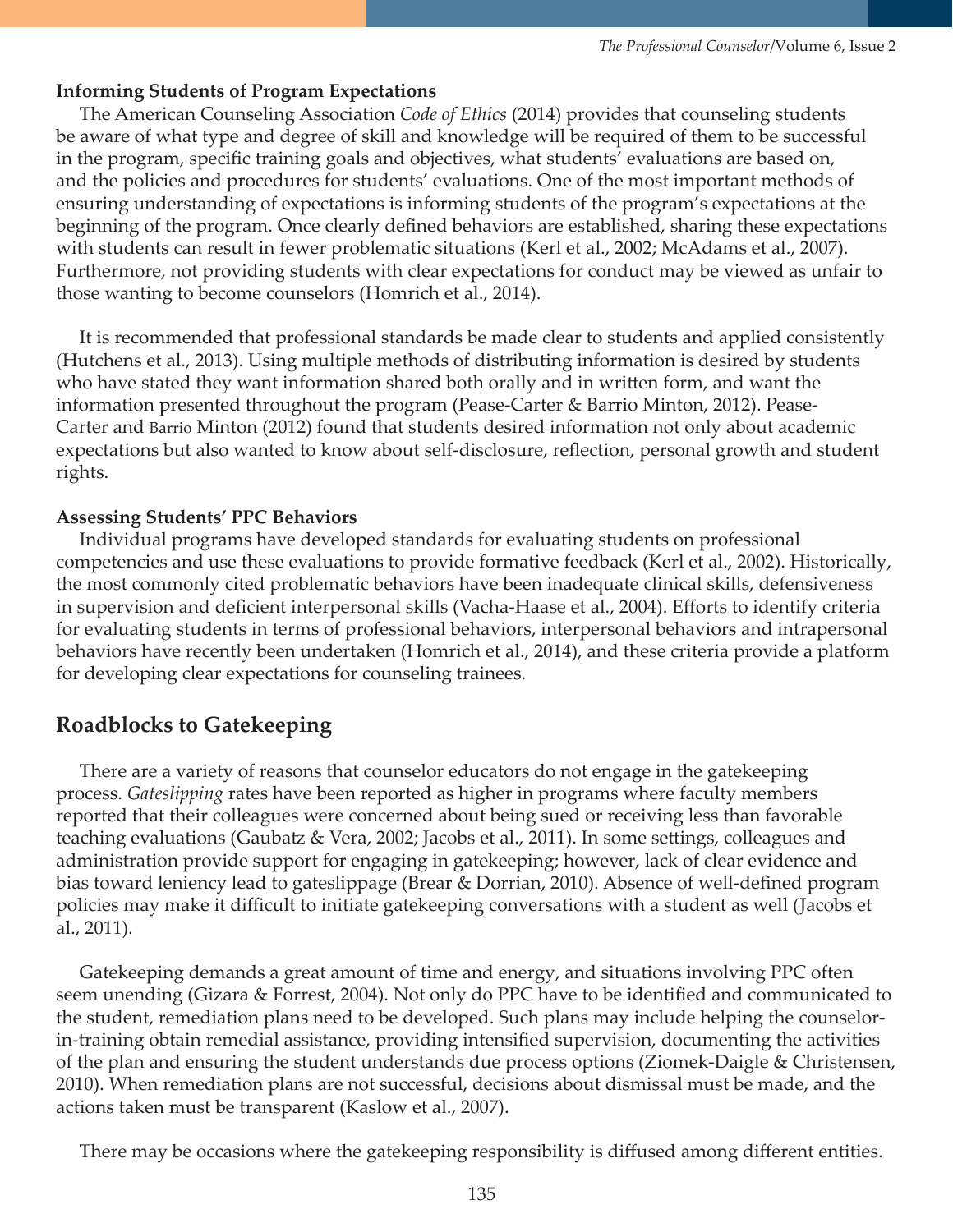### Informing Students of Program Expectations

The American Counseling Association *Code of Ethics* (2014) provides that counseling students be aware of what type and degree of skill and knowledge will be required of them to be successful in the program, specific training goals and objectives, what students' evaluations are based on, and the policies and procedures for students' evaluations. One of the most important methods of ensuring understanding of expectations is informing students of the program's expectations at the beginning of the program. Once clearly defined behaviors are established, sharing these expectations with students can result in fewer problematic situations (Kerl et al., 2002; McAdams et al., 2007). Furthermore, not providing students with clear expectations for conduct may be viewed as unfair to those wanting to become counselors (Homrich et al., 2014).

It is recommended that professional standards be made clear to students and applied consistently (Hutchens et al., 2013). Using multiple methods of distributing information is desired by students who have stated they want information shared both orally and in written form, and want the information presented throughout the program (Pease-Carter & Barrio Minton, 2012). Pease-Carter and Barrio Minton (2012) found that students desired information not only about academic expectations but also wanted to know about self-disclosure, reflection, personal growth and student rights.

### Assessing Students' PPC Behaviors

Individual programs have developed standards for evaluating students on professional competencies and use these evaluations to provide formative feedback (Kerl et al., 2002). Historically, the most commonly cited problematic behaviors have been inadequate clinical skills, defensiveness in supervision and deficient interpersonal skills (Vacha-Haase et al., 2004). Efforts to identify criteria for evaluating students in terms of professional behaviors, interpersonal behaviors and intrapersonal behaviors have recently been undertaken (Homrich et al., 2014), and these criteria provide a platform for developing clear expectations for counseling trainees.

## Roadblocks to Gatekeeping

There are a variety of reasons that counselor educators do not engage in the gatekeeping process. *Gateslipping* rates have been reported as higher in programs where faculty members reported that their colleagues were concerned about being sued or receiving less than favorable teaching evaluations (Gaubatz & Vera, 2002; Jacobs et al., 2011). In some settings, colleagues and administration provide support for engaging in gatekeeping; however, lack of clear evidence and bias toward leniency lead to gateslippage (Brear & Dorrian, 2010). Absence of well-defined program policies may make it difficult to initiate gatekeeping conversations with a student as well (Jacobs et al., 2011).

Gatekeeping demands a great amount of time and energy, and situations involving PPC often seem unending (Gizara & Forrest, 2004). Not only do PPC have to be identified and communicated to the student, remediation plans need to be developed. Such plans may include helping the counselor-in-training obtain remedial assistance, providing intensified supervision, documenting the activities of the plan and ensuring the student understands due process options (Ziomek-Daigle & Christensen, 2010). When remediation plans are not successful, decisions about dismissal must be made, and the actions taken must be transparent (Kaslow et al., 2007).

There may be occasions where the gatekeeping responsibility is diffused among different entities.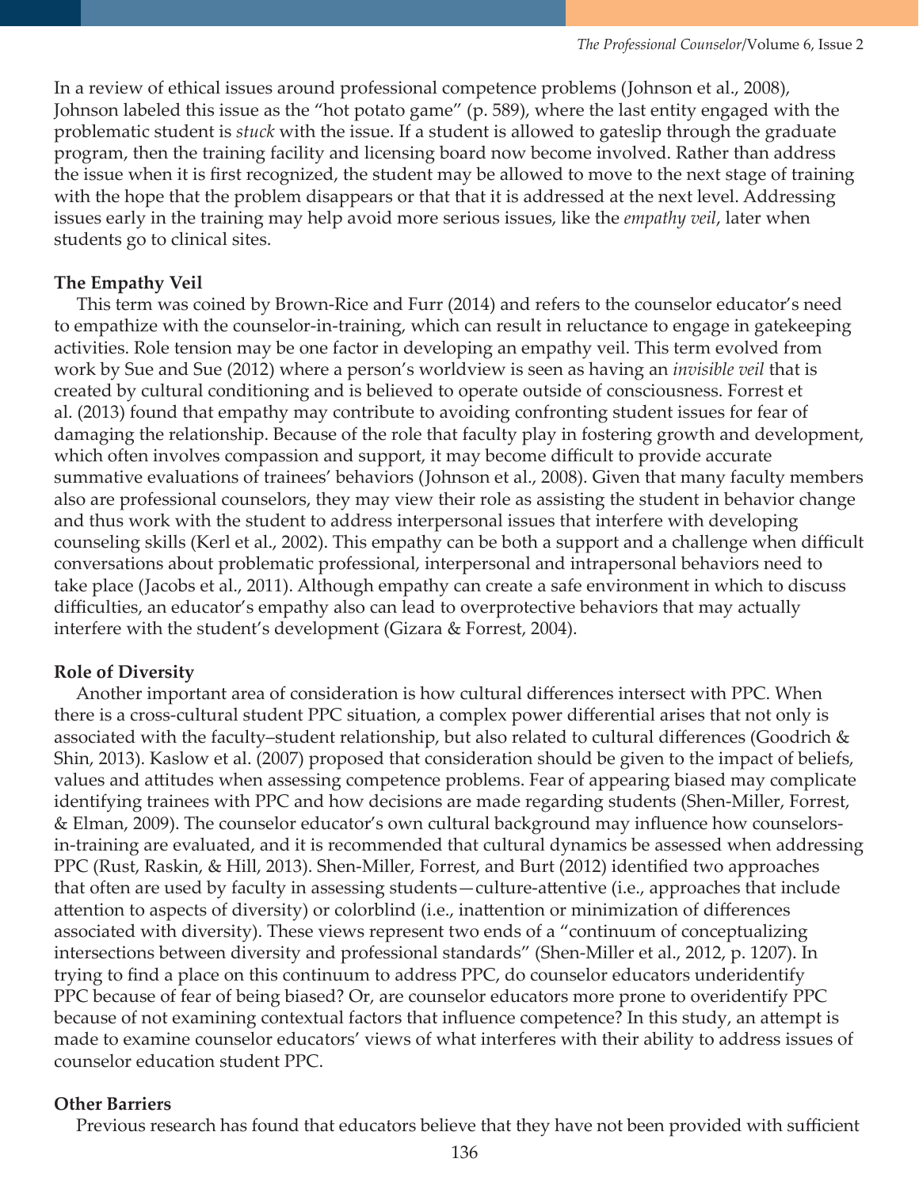In a review of ethical issues around professional competence problems (Johnson et al., 2008), Johnson labeled this issue as the "hot potato game" (p. 589), where the last entity engaged with the problematic student is *stuck* with the issue. If a student is allowed to gateslip through the graduate program, then the training facility and licensing board now become involved. Rather than address the issue when it is first recognized, the student may be allowed to move to the next stage of training with the hope that the problem disappears or that that it is addressed at the next level. Addressing issues early in the training may help avoid more serious issues, like the *empathy veil*, later when students go to clinical sites.

### The Empathy Veil

This term was coined by Brown-Rice and Furr (2014) and refers to the counselor educator's need to empathize with the counselor-in-training, which can result in reluctance to engage in gatekeeping activities. Role tension may be one factor in developing an empathy veil. This term evolved from work by Sue and Sue (2012) where a person's worldview is seen as having an *invisible veil* that is created by cultural conditioning and is believed to operate outside of consciousness. Forrest et al. (2013) found that empathy may contribute to avoiding confronting student issues for fear of damaging the relationship. Because of the role that faculty play in fostering growth and development, which often involves compassion and support, it may become difficult to provide accurate summative evaluations of trainees' behaviors (Johnson et al., 2008). Given that many faculty members also are professional counselors, they may view their role as assisting the student in behavior change and thus work with the student to address interpersonal issues that interfere with developing counseling skills (Kerl et al., 2002). This empathy can be both a support and a challenge when difficult conversations about problematic professional, interpersonal and intrapersonal behaviors need to take place (Jacobs et al., 2011). Although empathy can create a safe environment in which to discuss difficulties, an educator's empathy also can lead to overprotective behaviors that may actually interfere with the student's development (Gizara & Forrest, 2004).

### Role of Diversity

Another important area of consideration is how cultural differences intersect with PPC. When there is a cross-cultural student PPC situation, a complex power differential arises that not only is associated with the faculty–student relationship, but also related to cultural differences (Goodrich & Shin, 2013). Kaslow et al. (2007) proposed that consideration should be given to the impact of beliefs, values and attitudes when assessing competence problems. Fear of appearing biased may complicate identifying trainees with PPC and how decisions are made regarding students (Shen-Miller, Forrest, & Elman, 2009). The counselor educator's own cultural background may influence how counselors-in-training are evaluated, and it is recommended that cultural dynamics be assessed when addressing PPC (Rust, Raskin, & Hill, 2013). Shen-Miller, Forrest, and Burt (2012) identified two approaches that often are used by faculty in assessing students—culture-attentive (i.e., approaches that include attention to aspects of diversity) or colorblind (i.e., inattention or minimization of differences associated with diversity). These views represent two ends of a "continuum of conceptualizing intersections between diversity and professional standards" (Shen-Miller et al., 2012, p. 1207). In trying to find a place on this continuum to address PPC, do counselor educators underidentify PPC because of fear of being biased? Or, are counselor educators more prone to overidentify PPC because of not examining contextual factors that influence competence? In this study, an attempt is made to examine counselor educators' views of what interferes with their ability to address issues of counselor education student PPC.

### Other Barriers

Previous research has found that educators believe that they have not been provided with sufficient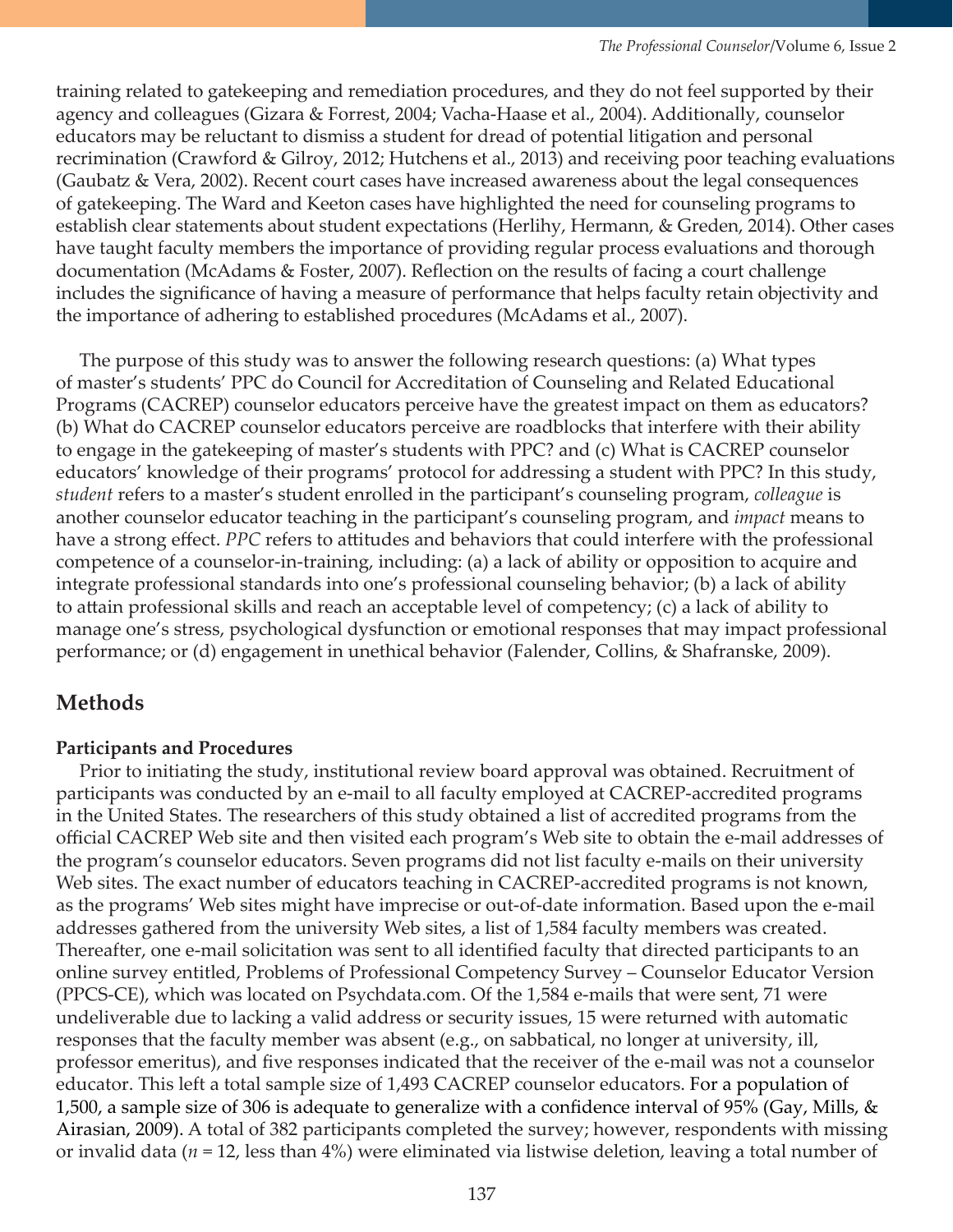training related to gatekeeping and remediation procedures, and they do not feel supported by their agency and colleagues (Gizara & Forrest, 2004; Vacha-Haase et al., 2004). Additionally, counselor educators may be reluctant to dismiss a student for dread of potential litigation and personal recrimination (Crawford & Gilroy, 2012; Hutchens et al., 2013) and receiving poor teaching evaluations (Gaubatz & Vera, 2002). Recent court cases have increased awareness about the legal consequences of gatekeeping. The Ward and Keeton cases have highlighted the need for counseling programs to establish clear statements about student expectations (Herlihy, Hermann, & Greden, 2014). Other cases have taught faculty members the importance of providing regular process evaluations and thorough documentation (McAdams & Foster, 2007). Reflection on the results of facing a court challenge includes the significance of having a measure of performance that helps faculty retain objectivity and the importance of adhering to established procedures (McAdams et al., 2007).

The purpose of this study was to answer the following research questions: (a) What types of master's students' PPC do Council for Accreditation of Counseling and Related Educational Programs (CACREP) counselor educators perceive have the greatest impact on them as educators? (b) What do CACREP counselor educators perceive are roadblocks that interfere with their ability to engage in the gatekeeping of master's students with PPC? and (c) What is CACREP counselor educators' knowledge of their programs' protocol for addressing a student with PPC? In this study, *student* refers to a master's student enrolled in the participant's counseling program, *colleague* is another counselor educator teaching in the participant's counseling program, and *impact* means to have a strong effect. *PPC* refers to attitudes and behaviors that could interfere with the professional competence of a counselor-in-training, including: (a) a lack of ability or opposition to acquire and integrate professional standards into one's professional counseling behavior; (b) a lack of ability to attain professional skills and reach an acceptable level of competency; (c) a lack of ability to manage one's stress, psychological dysfunction or emotional responses that may impact professional performance; or (d) engagement in unethical behavior (Falender, Collins, & Shafranske, 2009).

## Methods

### Participants and Procedures

Prior to initiating the study, institutional review board approval was obtained. Recruitment of participants was conducted by an e-mail to all faculty employed at CACREP-accredited programs in the United States. The researchers of this study obtained a list of accredited programs from the official CACREP Web site and then visited each program's Web site to obtain the e-mail addresses of the program's counselor educators. Seven programs did not list faculty e-mails on their university Web sites. The exact number of educators teaching in CACREP-accredited programs is not known, as the programs' Web sites might have imprecise or out-of-date information. Based upon the e-mail addresses gathered from the university Web sites, a list of 1,584 faculty members was created. Thereafter, one e-mail solicitation was sent to all identified faculty that directed participants to an online survey entitled, Problems of Professional Competency Survey – Counselor Educator Version (PPCS-CE), which was located on Psychdata.com. Of the 1,584 e-mails that were sent, 71 were undeliverable due to lacking a valid address or security issues, 15 were returned with automatic responses that the faculty member was absent (e.g., on sabbatical, no longer at university, ill, professor emeritus), and five responses indicated that the receiver of the e-mail was not a counselor educator. This left a total sample size of 1,493 CACREP counselor educators. For a population of 1,500, a sample size of 306 is adequate to generalize with a confidence interval of 95% (Gay, Mills, & Airasian, 2009). A total of 382 participants completed the survey; however, respondents with missing or invalid data ($n$ = 12, less than 4%) were eliminated via listwise deletion, leaving a total number of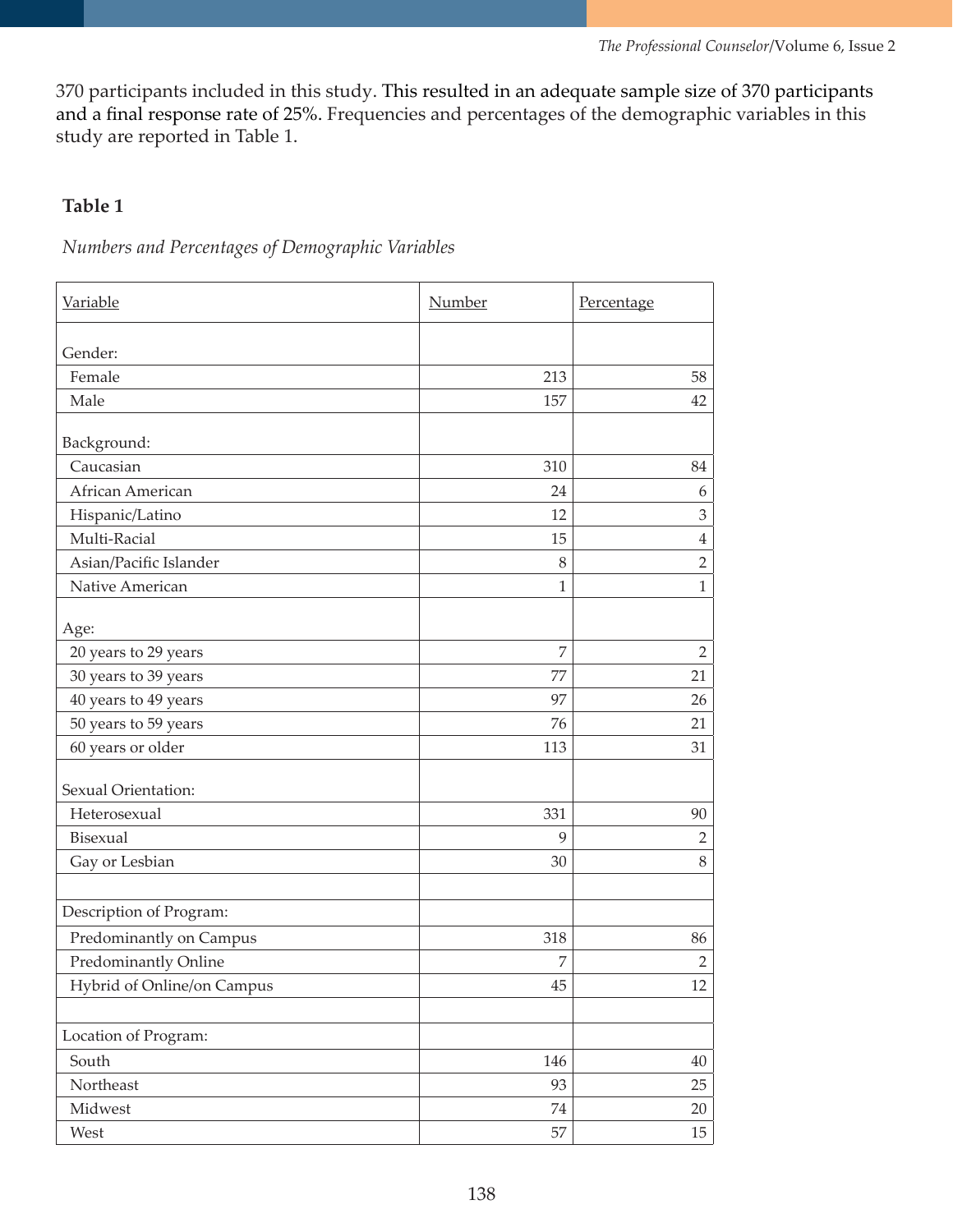370 participants included in this study. This resulted in an adequate sample size of 370 participants and a final response rate of 25%. Frequencies and percentages of the demographic variables in this study are reported in Table 1.

**Table 1**

*Numbers and Percentages of Demographic Variables*

| Variable | Number | Percentage |
|---|---|---|
| Gender: | | |
| Female | 213 | 58 |
| Male | 157 | 42 |
| Background: | | |
| Caucasian | 310 | 84 |
| African American | 24 | 6 |
| Hispanic/Latino | 12 | 3 |
| Multi-Racial | 15 | 4 |
| Asian/Pacific Islander | 8 | 2 |
| Native American | 1 | 1 |
| Age: | | |
| 20 years to 29 years | 7 | 2 |
| 30 years to 39 years | 77 | 21 |
| 40 years to 49 years | 97 | 26 |
| 50 years to 59 years | 76 | 21 |
| 60 years or older | 113 | 31 |
| Sexual Orientation: | | |
| Heterosexual | 331 | 90 |
| Bisexual | 9 | 2 |
| Gay or Lesbian | 30 | 8 |
| Description of Program: | | |
| Predominantly on Campus | 318 | 86 |
| Predominantly Online | 7 | 2 |
| Hybrid of Online/on Campus | 45 | 12 |
| Location of Program: | | |
| South | 146 | 40 |
| Northeast | 93 | 25 |
| Midwest | 74 | 20 |
| West | 57 | 15 |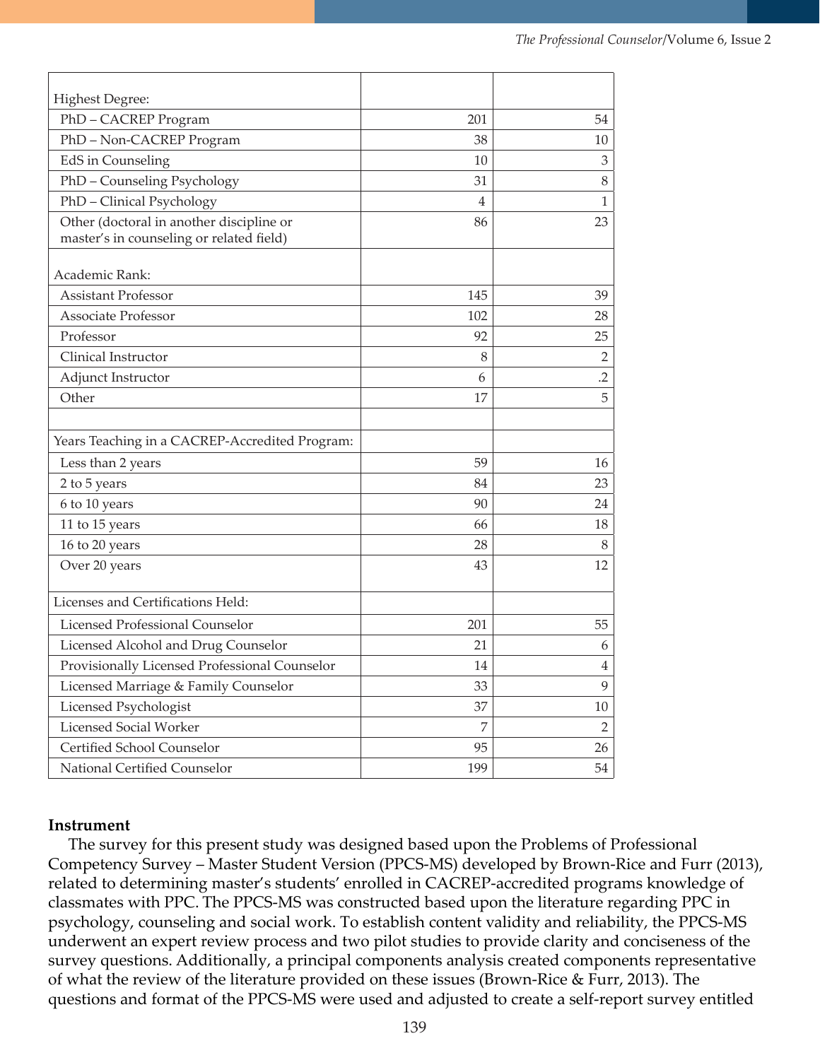| | | |
|---|---:|---:|
| Highest Degree: | | |
| PhD – CACREP Program | 201 | 54 |
| PhD – Non-CACREP Program | 38 | 10 |
| EdS in Counseling | 10 | 3 |
| PhD – Counseling Psychology | 31 | 8 |
| PhD – Clinical Psychology | 4 | 1 |
| Other (doctoral in another discipline or master's in counseling or related field) | 86 | 23 |
| Academic Rank: | | |
| Assistant Professor | 145 | 39 |
| Associate Professor | 102 | 28 |
| Professor | 92 | 25 |
| Clinical Instructor | 8 | 2 |
| Adjunct Instructor | 6 | .2 |
| Other | 17 | 5 |
| | | |
| Years Teaching in a CACREP-Accredited Program: | | |
| Less than 2 years | 59 | 16 |
| 2 to 5 years | 84 | 23 |
| 6 to 10 years | 90 | 24 |
| 11 to 15 years | 66 | 18 |
| 16 to 20 years | 28 | 8 |
| Over 20 years | 43 | 12 |
| Licenses and Certifications Held: | | |
| Licensed Professional Counselor | 201 | 55 |
| Licensed Alcohol and Drug Counselor | 21 | 6 |
| Provisionally Licensed Professional Counselor | 14 | 4 |
| Licensed Marriage & Family Counselor | 33 | 9 |
| Licensed Psychologist | 37 | 10 |
| Licensed Social Worker | 7 | 2 |
| Certified School Counselor | 95 | 26 |
| National Certified Counselor | 199 | 54 |

**Instrument**

The survey for this present study was designed based upon the Problems of Professional Competency Survey – Master Student Version (PPCS-MS) developed by Brown-Rice and Furr (2013), related to determining master's students' enrolled in CACREP-accredited programs knowledge of classmates with PPC. The PPCS-MS was constructed based upon the literature regarding PPC in psychology, counseling and social work. To establish content validity and reliability, the PPCS-MS underwent an expert review process and two pilot studies to provide clarity and conciseness of the survey questions. Additionally, a principal components analysis created components representative of what the review of the literature provided on these issues (Brown-Rice & Furr, 2013). The questions and format of the PPCS-MS were used and adjusted to create a self-report survey entitled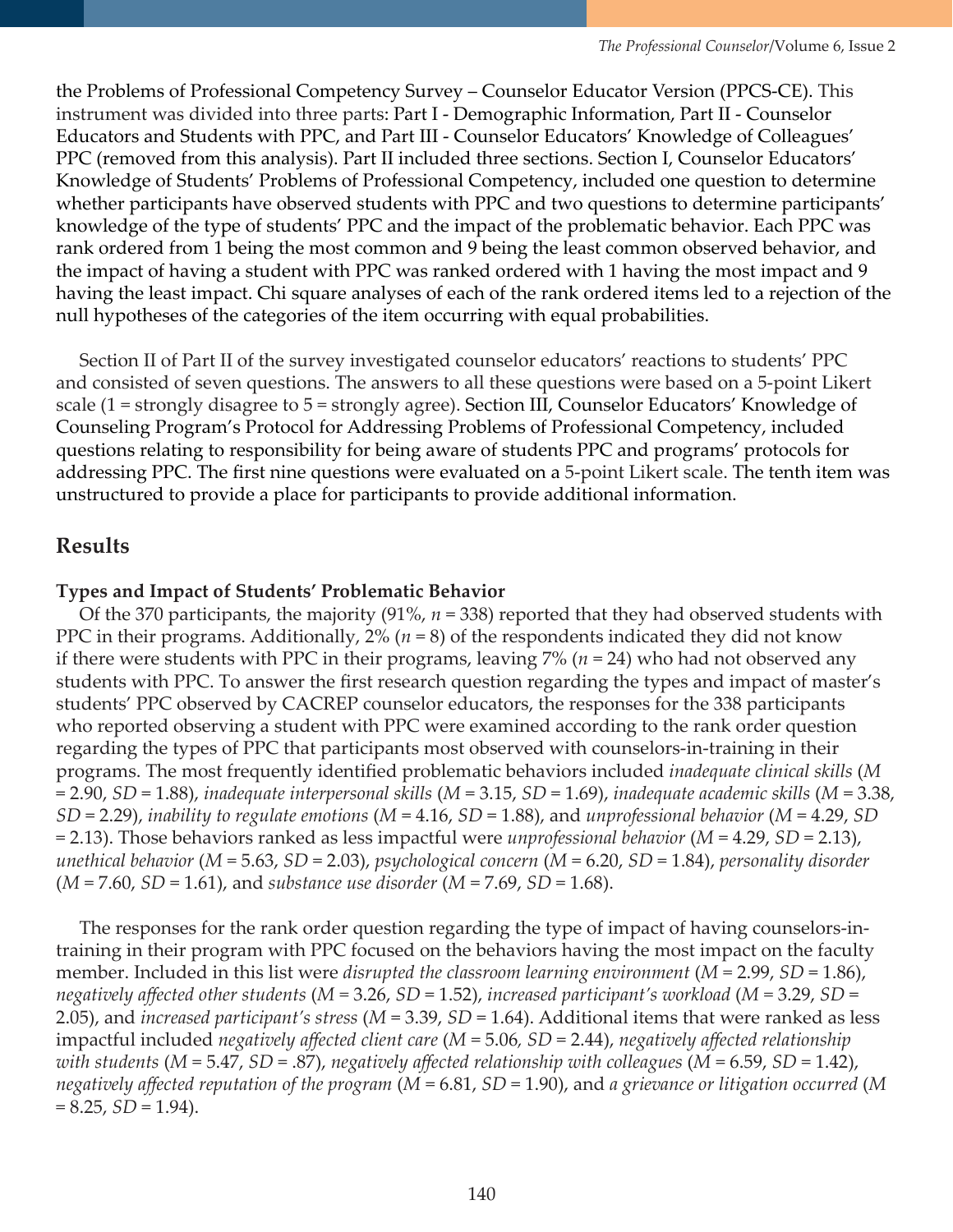the Problems of Professional Competency Survey – Counselor Educator Version (PPCS-CE). This instrument was divided into three parts: Part I - Demographic Information, Part II - Counselor Educators and Students with PPC, and Part III - Counselor Educators' Knowledge of Colleagues' PPC (removed from this analysis). Part II included three sections. Section I, Counselor Educators' Knowledge of Students' Problems of Professional Competency, included one question to determine whether participants have observed students with PPC and two questions to determine participants' knowledge of the type of students' PPC and the impact of the problematic behavior. Each PPC was rank ordered from 1 being the most common and 9 being the least common observed behavior, and the impact of having a student with PPC was ranked ordered with 1 having the most impact and 9 having the least impact. Chi square analyses of each of the rank ordered items led to a rejection of the null hypotheses of the categories of the item occurring with equal probabilities.

Section II of Part II of the survey investigated counselor educators' reactions to students' PPC and consisted of seven questions. The answers to all these questions were based on a 5-point Likert scale (1 = strongly disagree to 5 = strongly agree). Section III, Counselor Educators' Knowledge of Counseling Program's Protocol for Addressing Problems of Professional Competency, included questions relating to responsibility for being aware of students PPC and programs' protocols for addressing PPC. The first nine questions were evaluated on a 5-point Likert scale. The tenth item was unstructured to provide a place for participants to provide additional information.

## Results

### Types and Impact of Students' Problematic Behavior

Of the 370 participants, the majority (91%, $n = 338$) reported that they had observed students with PPC in their programs. Additionally, 2% ($n = 8$) of the respondents indicated they did not know if there were students with PPC in their programs, leaving 7% ($n = 24$) who had not observed any students with PPC. To answer the first research question regarding the types and impact of master's students' PPC observed by CACREP counselor educators, the responses for the 338 participants who reported observing a student with PPC were examined according to the rank order question regarding the types of PPC that participants most observed with counselors-in-training in their programs. The most frequently identified problematic behaviors included *inadequate clinical skills* ($M = 2.90$, $SD = 1.88$), *inadequate interpersonal skills* ($M = 3.15$, $SD = 1.69$), *inadequate academic skills* ($M = 3.38$, $SD = 2.29$), *inability to regulate emotions* ($M = 4.16$, $SD = 1.88$), and *unprofessional behavior* ($M = 4.29$, $SD = 2.13$). Those behaviors ranked as less impactful were *unprofessional behavior* ($M = 4.29$, $SD = 2.13$), *unethical behavior* ($M = 5.63$, $SD = 2.03$), *psychological concern* ($M = 6.20$, $SD = 1.84$), *personality disorder* ($M = 7.60$, $SD = 1.61$), and *substance use disorder* ($M = 7.69$, $SD = 1.68$).

The responses for the rank order question regarding the type of impact of having counselors-in-training in their program with PPC focused on the behaviors having the most impact on the faculty member. Included in this list were *disrupted the classroom learning environment* ($M = 2.99$, $SD = 1.86$), *negatively affected other students* ($M = 3.26$, $SD = 1.52$), *increased participant's workload* ($M = 3.29$, $SD = 2.05$), and *increased participant's stress* ($M = 3.39$, $SD = 1.64$). Additional items that were ranked as less impactful included *negatively affected client care* ($M = 5.06$, $SD = 2.44$), *negatively affected relationship with students* ($M = 5.47$, $SD = .87$), *negatively affected relationship with colleagues* ($M = 6.59$, $SD = 1.42$), *negatively affected reputation of the program* ($M = 6.81$, $SD = 1.90$), and *a grievance or litigation occurred* ($M = 8.25$, $SD = 1.94$).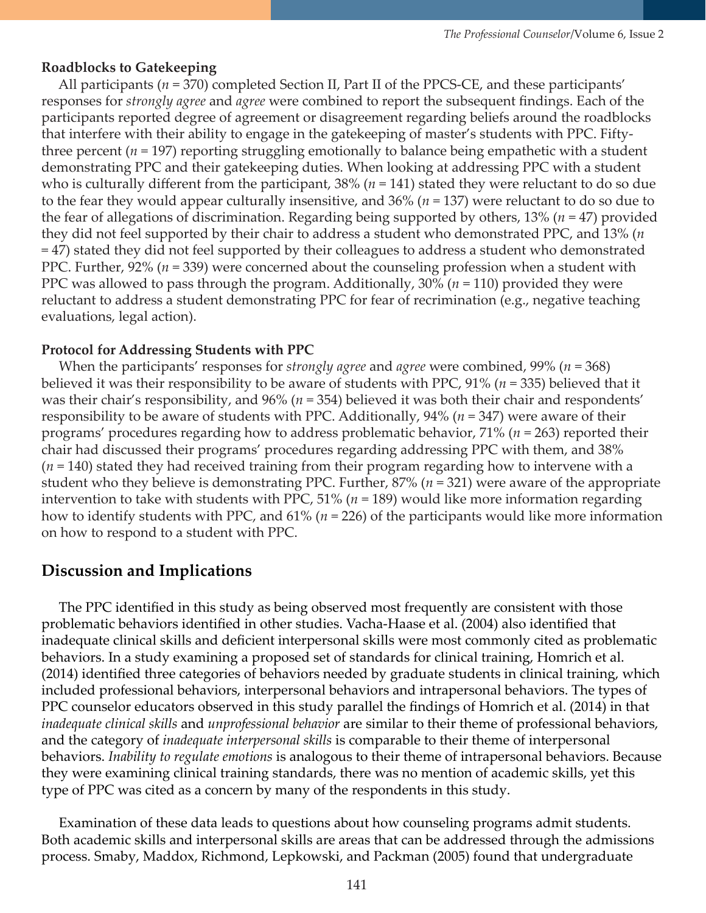**Roadblocks to Gatekeeping**

All participants (*n* = 370) completed Section II, Part II of the PPCS-CE, and these participants' responses for *strongly agree* and *agree* were combined to report the subsequent findings. Each of the participants reported degree of agreement or disagreement regarding beliefs around the roadblocks that interfere with their ability to engage in the gatekeeping of master's students with PPC. Fifty-three percent (*n* = 197) reporting struggling emotionally to balance being empathetic with a student demonstrating PPC and their gatekeeping duties. When looking at addressing PPC with a student who is culturally different from the participant, 38% (*n* = 141) stated they were reluctant to do so due to the fear they would appear culturally insensitive, and 36% (*n* = 137) were reluctant to do so due to the fear of allegations of discrimination. Regarding being supported by others, 13% (*n* = 47) provided they did not feel supported by their chair to address a student who demonstrated PPC, and 13% (*n* = 47) stated they did not feel supported by their colleagues to address a student who demonstrated PPC. Further, 92% (*n* = 339) were concerned about the counseling profession when a student with PPC was allowed to pass through the program. Additionally, 30% (*n* = 110) provided they were reluctant to address a student demonstrating PPC for fear of recrimination (e.g., negative teaching evaluations, legal action).

**Protocol for Addressing Students with PPC**

When the participants' responses for *strongly agree* and *agree* were combined, 99% (*n* = 368) believed it was their responsibility to be aware of students with PPC, 91% (*n* = 335) believed that it was their chair's responsibility, and 96% (*n* = 354) believed it was both their chair and respondents' responsibility to be aware of students with PPC. Additionally, 94% (*n* = 347) were aware of their programs' procedures regarding how to address problematic behavior, 71% (*n* = 263) reported their chair had discussed their programs' procedures regarding addressing PPC with them, and 38% (*n* = 140) stated they had received training from their program regarding how to intervene with a student who they believe is demonstrating PPC. Further, 87% (*n* = 321) were aware of the appropriate intervention to take with students with PPC, 51% (*n* = 189) would like more information regarding how to identify students with PPC, and 61% (*n* = 226) of the participants would like more information on how to respond to a student with PPC.

## Discussion and Implications

The PPC identified in this study as being observed most frequently are consistent with those problematic behaviors identified in other studies. Vacha-Haase et al. (2004) also identified that inadequate clinical skills and deficient interpersonal skills were most commonly cited as problematic behaviors. In a study examining a proposed set of standards for clinical training, Homrich et al. (2014) identified three categories of behaviors needed by graduate students in clinical training, which included professional behaviors, interpersonal behaviors and intrapersonal behaviors. The types of PPC counselor educators observed in this study parallel the findings of Homrich et al. (2014) in that *inadequate clinical skills* and *unprofessional behavior* are similar to their theme of professional behaviors, and the category of *inadequate interpersonal skills* is comparable to their theme of interpersonal behaviors. *Inability to regulate emotions* is analogous to their theme of intrapersonal behaviors. Because they were examining clinical training standards, there was no mention of academic skills, yet this type of PPC was cited as a concern by many of the respondents in this study.

Examination of these data leads to questions about how counseling programs admit students. Both academic skills and interpersonal skills are areas that can be addressed through the admissions process. Smaby, Maddox, Richmond, Lepkowski, and Packman (2005) found that undergraduate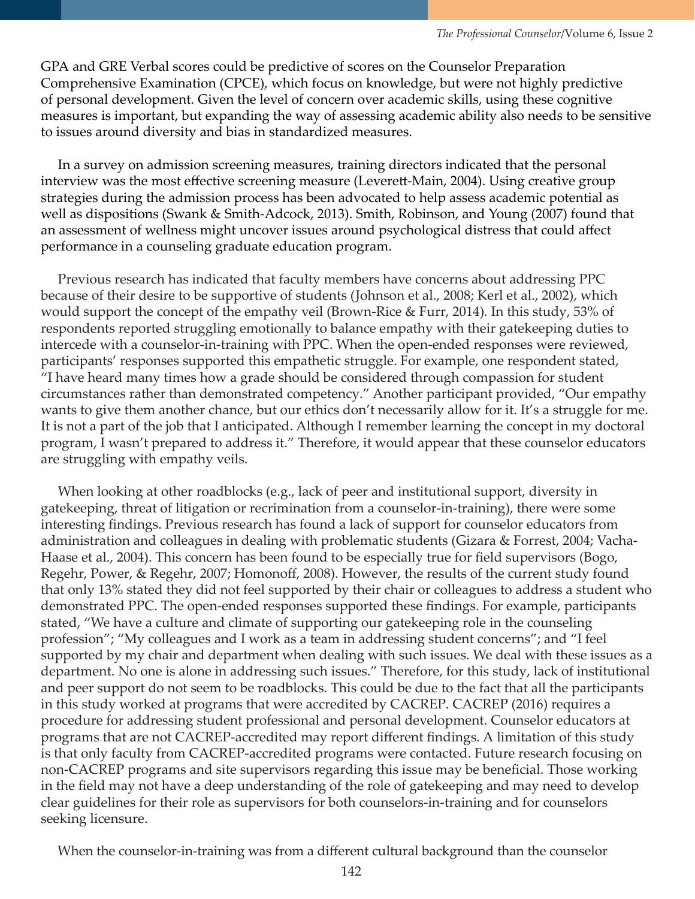GPA and GRE Verbal scores could be predictive of scores on the Counselor Preparation Comprehensive Examination (CPCE), which focus on knowledge, but were not highly predictive of personal development. Given the level of concern over academic skills, using these cognitive measures is important, but expanding the way of assessing academic ability also needs to be sensitive to issues around diversity and bias in standardized measures.

In a survey on admission screening measures, training directors indicated that the personal interview was the most effective screening measure (Leverett-Main, 2004). Using creative group strategies during the admission process has been advocated to help assess academic potential as well as dispositions (Swank & Smith-Adcock, 2013). Smith, Robinson, and Young (2007) found that an assessment of wellness might uncover issues around psychological distress that could affect performance in a counseling graduate education program.

Previous research has indicated that faculty members have concerns about addressing PPC because of their desire to be supportive of students (Johnson et al., 2008; Kerl et al., 2002), which would support the concept of the empathy veil (Brown-Rice & Furr, 2014). In this study, 53% of respondents reported struggling emotionally to balance empathy with their gatekeeping duties to intercede with a counselor-in-training with PPC. When the open-ended responses were reviewed, participants' responses supported this empathetic struggle. For example, one respondent stated, "I have heard many times how a grade should be considered through compassion for student circumstances rather than demonstrated competency." Another participant provided, "Our empathy wants to give them another chance, but our ethics don't necessarily allow for it. It's a struggle for me. It is not a part of the job that I anticipated. Although I remember learning the concept in my doctoral program, I wasn't prepared to address it." Therefore, it would appear that these counselor educators are struggling with empathy veils.

When looking at other roadblocks (e.g., lack of peer and institutional support, diversity in gatekeeping, threat of litigation or recrimination from a counselor-in-training), there were some interesting findings. Previous research has found a lack of support for counselor educators from administration and colleagues in dealing with problematic students (Gizara & Forrest, 2004; Vacha-Haase et al., 2004). This concern has been found to be especially true for field supervisors (Bogo, Regehr, Power, & Regehr, 2007; Homonoff, 2008). However, the results of the current study found that only 13% stated they did not feel supported by their chair or colleagues to address a student who demonstrated PPC. The open-ended responses supported these findings. For example, participants stated, "We have a culture and climate of supporting our gatekeeping role in the counseling profession"; "My colleagues and I work as a team in addressing student concerns"; and "I feel supported by my chair and department when dealing with such issues. We deal with these issues as a department. No one is alone in addressing such issues." Therefore, for this study, lack of institutional and peer support do not seem to be roadblocks. This could be due to the fact that all the participants in this study worked at programs that were accredited by CACREP. CACREP (2016) requires a procedure for addressing student professional and personal development. Counselor educators at programs that are not CACREP-accredited may report different findings. A limitation of this study is that only faculty from CACREP-accredited programs were contacted. Future research focusing on non-CACREP programs and site supervisors regarding this issue may be beneficial. Those working in the field may not have a deep understanding of the role of gatekeeping and may need to develop clear guidelines for their role as supervisors for both counselors-in-training and for counselors seeking licensure.

When the counselor-in-training was from a different cultural background than the counselor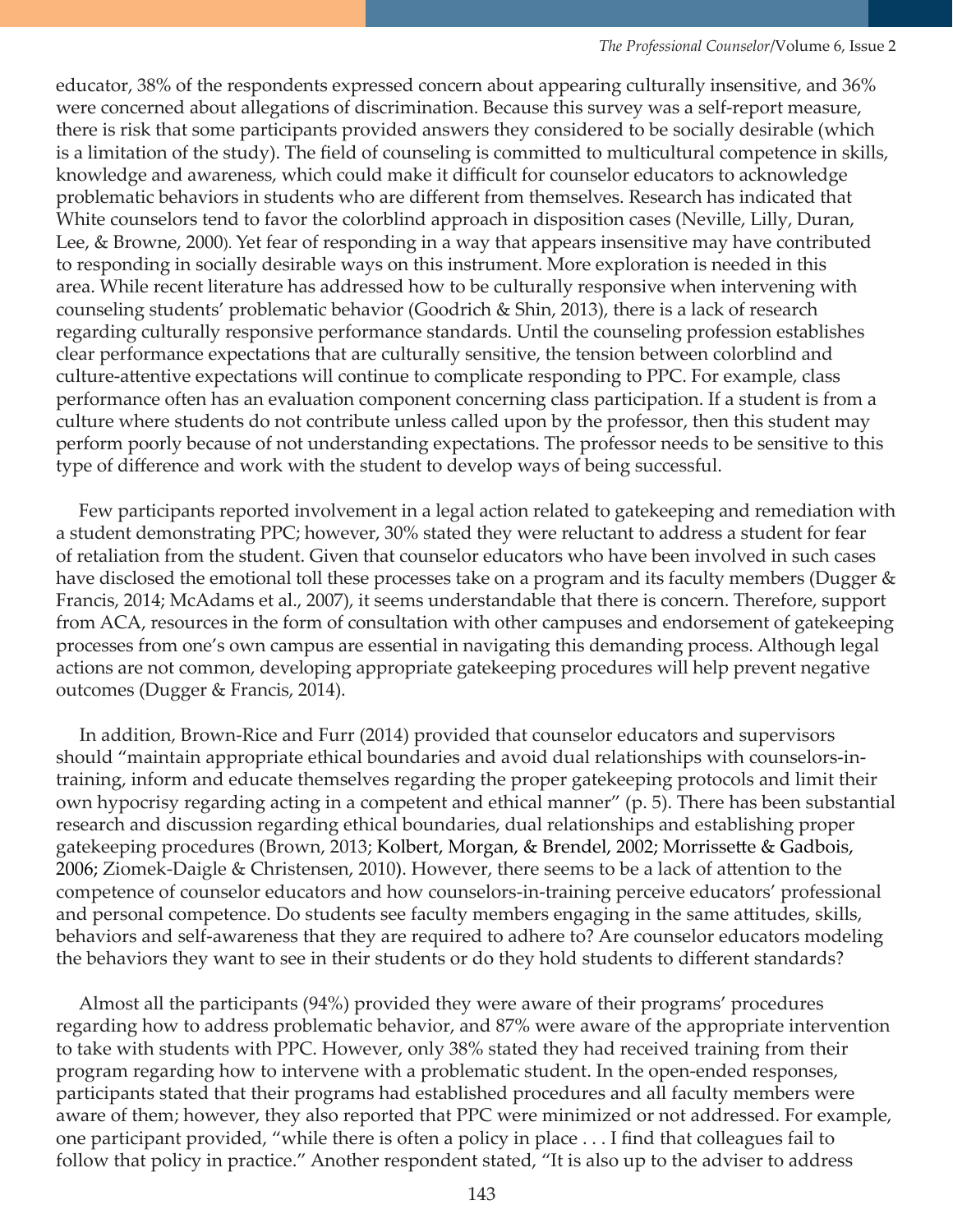educator, 38% of the respondents expressed concern about appearing culturally insensitive, and 36% were concerned about allegations of discrimination. Because this survey was a self-report measure, there is risk that some participants provided answers they considered to be socially desirable (which is a limitation of the study). The field of counseling is committed to multicultural competence in skills, knowledge and awareness, which could make it difficult for counselor educators to acknowledge problematic behaviors in students who are different from themselves. Research has indicated that White counselors tend to favor the colorblind approach in disposition cases (Neville, Lilly, Duran, Lee, & Browne, 2000). Yet fear of responding in a way that appears insensitive may have contributed to responding in socially desirable ways on this instrument. More exploration is needed in this area. While recent literature has addressed how to be culturally responsive when intervening with counseling students' problematic behavior (Goodrich & Shin, 2013), there is a lack of research regarding culturally responsive performance standards. Until the counseling profession establishes clear performance expectations that are culturally sensitive, the tension between colorblind and culture-attentive expectations will continue to complicate responding to PPC. For example, class performance often has an evaluation component concerning class participation. If a student is from a culture where students do not contribute unless called upon by the professor, then this student may perform poorly because of not understanding expectations. The professor needs to be sensitive to this type of difference and work with the student to develop ways of being successful.

Few participants reported involvement in a legal action related to gatekeeping and remediation with a student demonstrating PPC; however, 30% stated they were reluctant to address a student for fear of retaliation from the student. Given that counselor educators who have been involved in such cases have disclosed the emotional toll these processes take on a program and its faculty members (Dugger & Francis, 2014; McAdams et al., 2007), it seems understandable that there is concern. Therefore, support from ACA, resources in the form of consultation with other campuses and endorsement of gatekeeping processes from one's own campus are essential in navigating this demanding process. Although legal actions are not common, developing appropriate gatekeeping procedures will help prevent negative outcomes (Dugger & Francis, 2014).

In addition, Brown-Rice and Furr (2014) provided that counselor educators and supervisors should "maintain appropriate ethical boundaries and avoid dual relationships with counselors-in-training, inform and educate themselves regarding the proper gatekeeping protocols and limit their own hypocrisy regarding acting in a competent and ethical manner" (p. 5). There has been substantial research and discussion regarding ethical boundaries, dual relationships and establishing proper gatekeeping procedures (Brown, 2013; Kolbert, Morgan, & Brendel, 2002; Morrissette & Gadbois, 2006; Ziomek-Daigle & Christensen, 2010). However, there seems to be a lack of attention to the competence of counselor educators and how counselors-in-training perceive educators' professional and personal competence. Do students see faculty members engaging in the same attitudes, skills, behaviors and self-awareness that they are required to adhere to? Are counselor educators modeling the behaviors they want to see in their students or do they hold students to different standards?

Almost all the participants (94%) provided they were aware of their programs' procedures regarding how to address problematic behavior, and 87% were aware of the appropriate intervention to take with students with PPC. However, only 38% stated they had received training from their program regarding how to intervene with a problematic student. In the open-ended responses, participants stated that their programs had established procedures and all faculty members were aware of them; however, they also reported that PPC were minimized or not addressed. For example, one participant provided, "while there is often a policy in place . . . I find that colleagues fail to follow that policy in practice." Another respondent stated, "It is also up to the adviser to address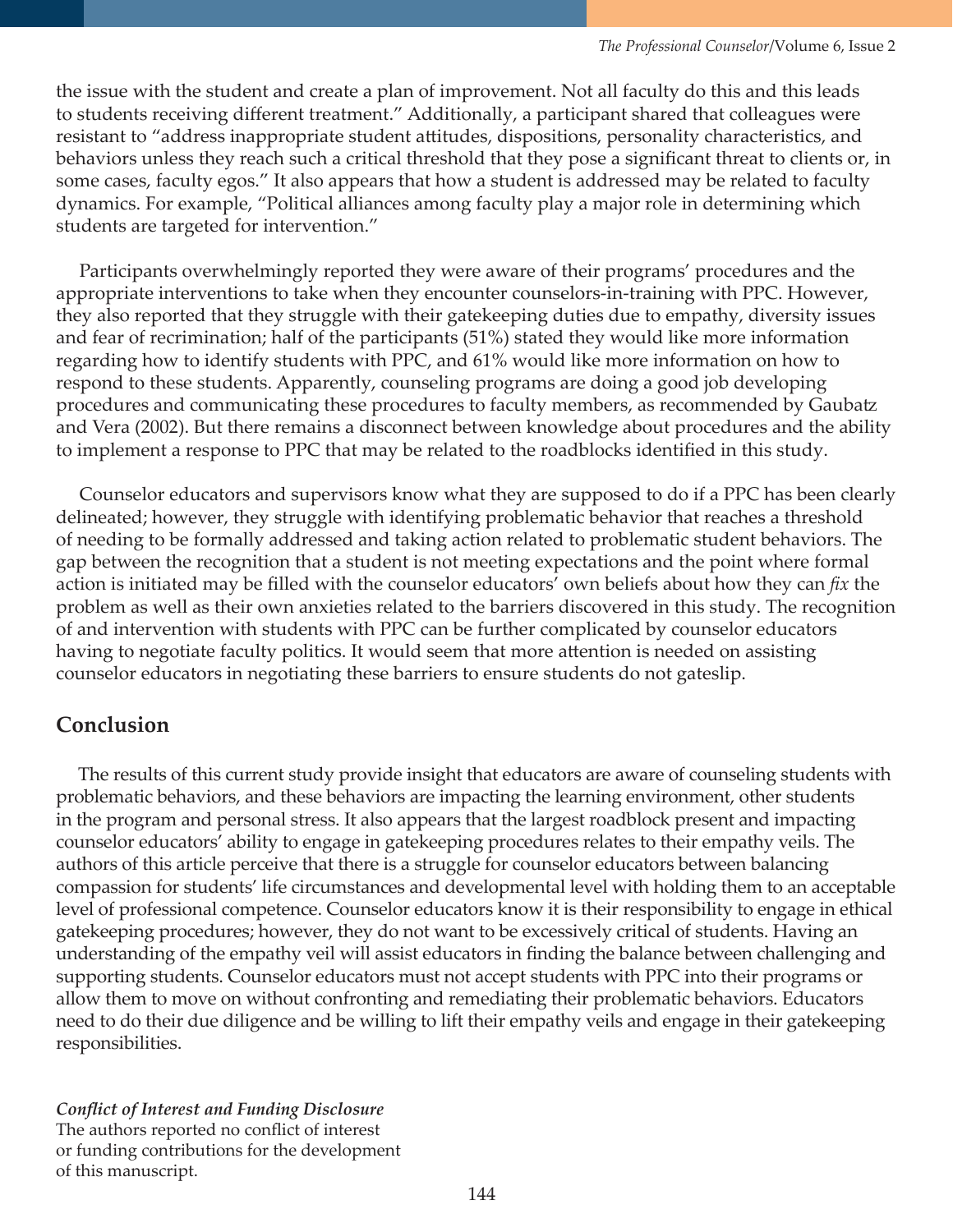the issue with the student and create a plan of improvement. Not all faculty do this and this leads to students receiving different treatment." Additionally, a participant shared that colleagues were resistant to "address inappropriate student attitudes, dispositions, personality characteristics, and behaviors unless they reach such a critical threshold that they pose a significant threat to clients or, in some cases, faculty egos." It also appears that how a student is addressed may be related to faculty dynamics. For example, "Political alliances among faculty play a major role in determining which students are targeted for intervention."

Participants overwhelmingly reported they were aware of their programs' procedures and the appropriate interventions to take when they encounter counselors-in-training with PPC. However, they also reported that they struggle with their gatekeeping duties due to empathy, diversity issues and fear of recrimination; half of the participants (51%) stated they would like more information regarding how to identify students with PPC, and 61% would like more information on how to respond to these students. Apparently, counseling programs are doing a good job developing procedures and communicating these procedures to faculty members, as recommended by Gaubatz and Vera (2002). But there remains a disconnect between knowledge about procedures and the ability to implement a response to PPC that may be related to the roadblocks identified in this study.

Counselor educators and supervisors know what they are supposed to do if a PPC has been clearly delineated; however, they struggle with identifying problematic behavior that reaches a threshold of needing to be formally addressed and taking action related to problematic student behaviors. The gap between the recognition that a student is not meeting expectations and the point where formal action is initiated may be filled with the counselor educators' own beliefs about how they can *fix* the problem as well as their own anxieties related to the barriers discovered in this study. The recognition of and intervention with students with PPC can be further complicated by counselor educators having to negotiate faculty politics. It would seem that more attention is needed on assisting counselor educators in negotiating these barriers to ensure students do not gateslip.

## Conclusion

The results of this current study provide insight that educators are aware of counseling students with problematic behaviors, and these behaviors are impacting the learning environment, other students in the program and personal stress. It also appears that the largest roadblock present and impacting counselor educators' ability to engage in gatekeeping procedures relates to their empathy veils. The authors of this article perceive that there is a struggle for counselor educators between balancing compassion for students' life circumstances and developmental level with holding them to an acceptable level of professional competence. Counselor educators know it is their responsibility to engage in ethical gatekeeping procedures; however, they do not want to be excessively critical of students. Having an understanding of the empathy veil will assist educators in finding the balance between challenging and supporting students. Counselor educators must not accept students with PPC into their programs or allow them to move on without confronting and remediating their problematic behaviors. Educators need to do their due diligence and be willing to lift their empathy veils and engage in their gatekeeping responsibilities.

***Conflict of Interest and Funding Disclosure***
The authors reported no conflict of interest or funding contributions for the development of this manuscript.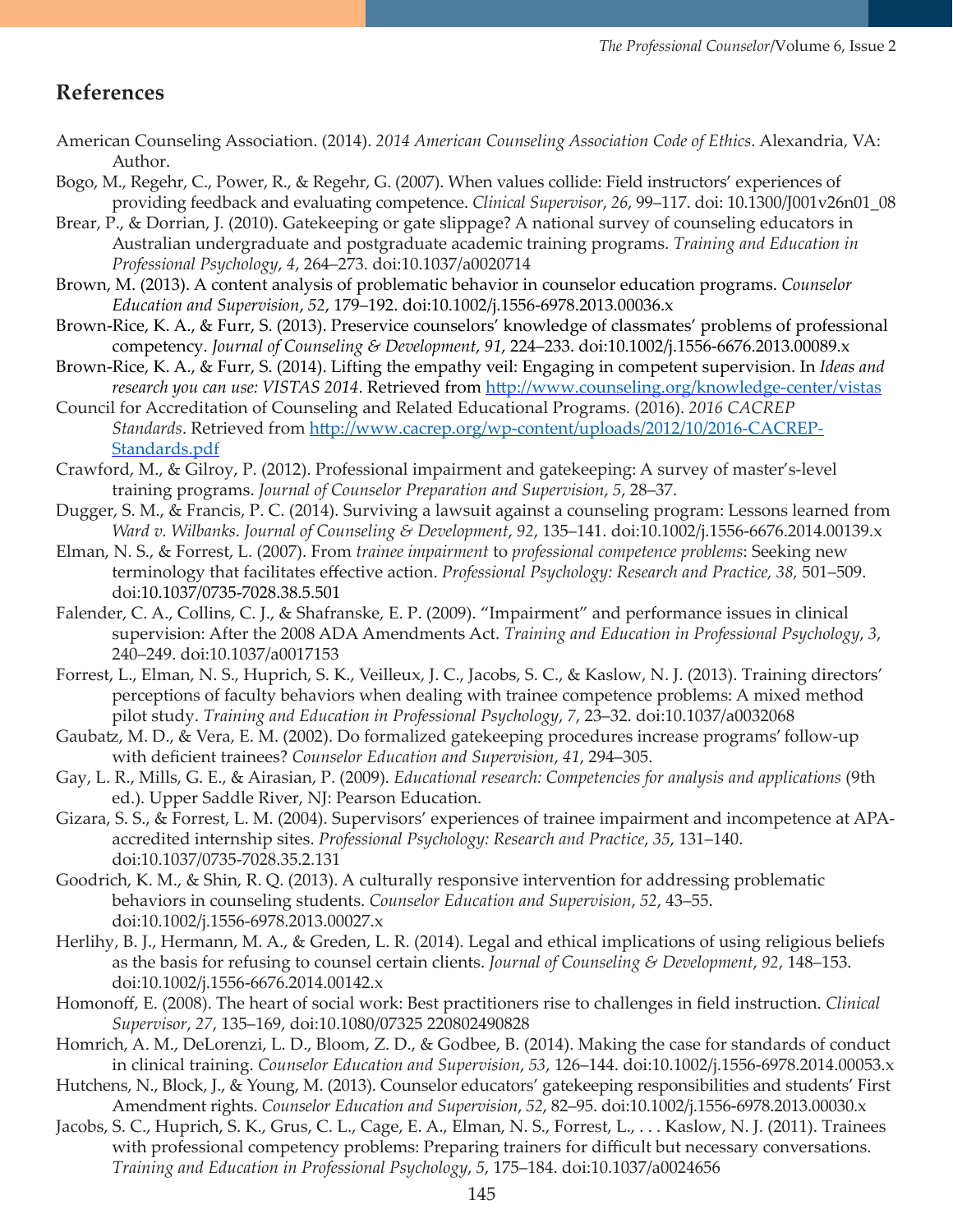## References

American Counseling Association. (2014). *2014 American Counseling Association Code of Ethics*. Alexandria, VA: Author.

Bogo, M., Regehr, C., Power, R., & Regehr, G. (2007). When values collide: Field instructors' experiences of providing feedback and evaluating competence. *Clinical Supervisor*, *26*, 99–117. doi: 10.1300/J001v26n01_08

Brear, P., & Dorrian, J. (2010). Gatekeeping or gate slippage? A national survey of counseling educators in Australian undergraduate and postgraduate academic training programs. *Training and Education in Professional Psychology*, *4*, 264–273. doi:10.1037/a0020714

Brown, M. (2013). A content analysis of problematic behavior in counselor education programs. *Counselor Education and Supervision*, *52*, 179–192. doi:10.1002/j.1556-6978.2013.00036.x

Brown-Rice, K. A., & Furr, S. (2013). Preservice counselors' knowledge of classmates' problems of professional competency. *Journal of Counseling & Development*, *91*, 224–233. doi:10.1002/j.1556-6676.2013.00089.x

Brown-Rice, K. A., & Furr, S. (2014). Lifting the empathy veil: Engaging in competent supervision. In *Ideas and research you can use: VISTAS 2014*. Retrieved from http://www.counseling.org/knowledge-center/vistas

Council for Accreditation of Counseling and Related Educational Programs. (2016). *2016 CACREP Standards*. Retrieved from http://www.cacrep.org/wp-content/uploads/2012/10/2016-CACREP-Standards.pdf

Crawford, M., & Gilroy, P. (2012). Professional impairment and gatekeeping: A survey of master's-level training programs. *Journal of Counselor Preparation and Supervision*, *5*, 28–37.

Dugger, S. M., & Francis, P. C. (2014). Surviving a lawsuit against a counseling program: Lessons learned from *Ward v. Wilbanks*. *Journal of Counseling & Development*, *92*, 135–141. doi:10.1002/j.1556-6676.2014.00139.x

Elman, N. S., & Forrest, L. (2007). From *trainee impairment* to *professional competence problems*: Seeking new terminology that facilitates effective action. *Professional Psychology: Research and Practice, 38,* 501–509. doi:10.1037/0735-7028.38.5.501

Falender, C. A., Collins, C. J., & Shafranske, E. P. (2009). "Impairment" and performance issues in clinical supervision: After the 2008 ADA Amendments Act. *Training and Education in Professional Psychology*, *3*, 240–249. doi:10.1037/a0017153

Forrest, L., Elman, N. S., Huprich, S. K., Veilleux, J. C., Jacobs, S. C., & Kaslow, N. J. (2013). Training directors' perceptions of faculty behaviors when dealing with trainee competence problems: A mixed method pilot study. *Training and Education in Professional Psychology*, *7*, 23–32. doi:10.1037/a0032068

Gaubatz, M. D., & Vera, E. M. (2002). Do formalized gatekeeping procedures increase programs' follow-up with deficient trainees? *Counselor Education and Supervision*, *41*, 294–305.

Gay, L. R., Mills, G. E., & Airasian, P. (2009). *Educational research: Competencies for analysis and applications* (9th ed.). Upper Saddle River, NJ: Pearson Education.

Gizara, S. S., & Forrest, L. M. (2004). Supervisors' experiences of trainee impairment and incompetence at APA-accredited internship sites. *Professional Psychology: Research and Practice*, *35*, 131–140. doi:10.1037/0735-7028.35.2.131

Goodrich, K. M., & Shin, R. Q. (2013). A culturally responsive intervention for addressing problematic behaviors in counseling students. *Counselor Education and Supervision*, *52*, 43–55. doi:10.1002/j.1556-6978.2013.00027.x

Herlihy, B. J., Hermann, M. A., & Greden, L. R. (2014). Legal and ethical implications of using religious beliefs as the basis for refusing to counsel certain clients. *Journal of Counseling & Development*, *92*, 148–153. doi:10.1002/j.1556-6676.2014.00142.x

Homonoff, E. (2008). The heart of social work: Best practitioners rise to challenges in field instruction. *Clinical Supervisor*, *27*, 135–169, doi:10.1080/07325 220802490828

Homrich, A. M., DeLorenzi, L. D., Bloom, Z. D., & Godbee, B. (2014). Making the case for standards of conduct in clinical training. *Counselor Education and Supervision*, *53*, 126–144. doi:10.1002/j.1556-6978.2014.00053.x

Hutchens, N., Block, J., & Young, M. (2013). Counselor educators' gatekeeping responsibilities and students' First Amendment rights. *Counselor Education and Supervision*, *52*, 82–95. doi:10.1002/j.1556-6978.2013.00030.x

Jacobs, S. C., Huprich, S. K., Grus, C. L., Cage, E. A., Elman, N. S., Forrest, L., . . . Kaslow, N. J. (2011). Trainees with professional competency problems: Preparing trainers for difficult but necessary conversations. *Training and Education in Professional Psychology*, *5*, 175–184. doi:10.1037/a0024656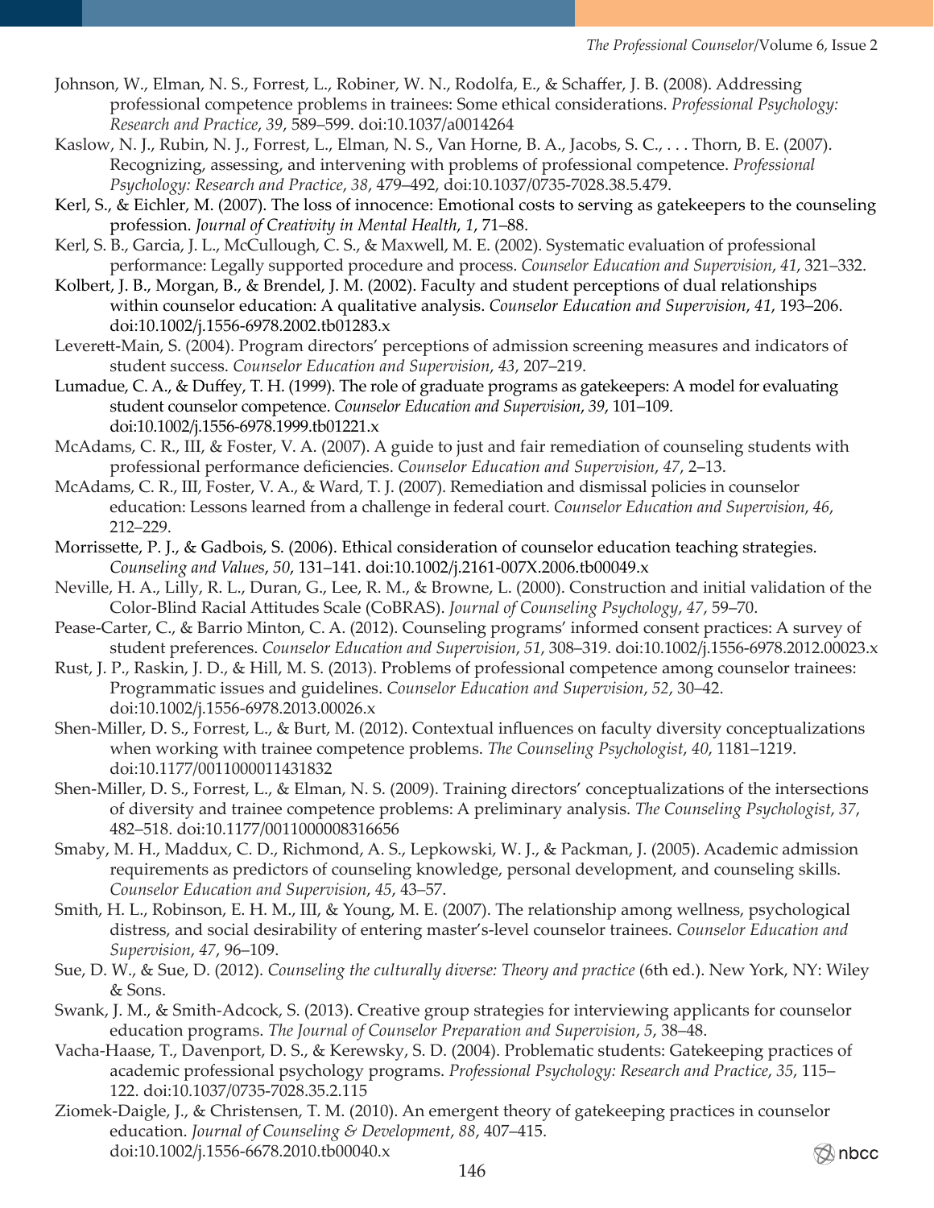Johnson, W., Elman, N. S., Forrest, L., Robiner, W. N., Rodolfa, E., & Schaffer, J. B. (2008). Addressing professional competence problems in trainees: Some ethical considerations. *Professional Psychology: Research and Practice*, *39*, 589–599. doi:10.1037/a0014264

Kaslow, N. J., Rubin, N. J., Forrest, L., Elman, N. S., Van Horne, B. A., Jacobs, S. C., . . . Thorn, B. E. (2007). Recognizing, assessing, and intervening with problems of professional competence. *Professional Psychology: Research and Practice*, *38*, 479–492, doi:10.1037/0735-7028.38.5.479.

Kerl, S., & Eichler, M. (2007). The loss of innocence: Emotional costs to serving as gatekeepers to the counseling profession. *Journal of Creativity in Mental Health*, *1*, 71–88.

Kerl, S. B., Garcia, J. L., McCullough, C. S., & Maxwell, M. E. (2002). Systematic evaluation of professional performance: Legally supported procedure and process. *Counselor Education and Supervision*, *41*, 321–332.

Kolbert, J. B., Morgan, B., & Brendel, J. M. (2002). Faculty and student perceptions of dual relationships within counselor education: A qualitative analysis. *Counselor Education and Supervision*, *41*, 193–206. doi:10.1002/j.1556-6978.2002.tb01283.x

Leverett-Main, S. (2004). Program directors' perceptions of admission screening measures and indicators of student success. *Counselor Education and Supervision*, *43*, 207–219.

Lumadue, C. A., & Duffey, T. H. (1999). The role of graduate programs as gatekeepers: A model for evaluating student counselor competence. *Counselor Education and Supervision*, *39*, 101–109. doi:10.1002/j.1556-6978.1999.tb01221.x

McAdams, C. R., III, & Foster, V. A. (2007). A guide to just and fair remediation of counseling students with professional performance deficiencies. *Counselor Education and Supervision*, *47*, 2–13.

McAdams, C. R., III, Foster, V. A., & Ward, T. J. (2007). Remediation and dismissal policies in counselor education: Lessons learned from a challenge in federal court. *Counselor Education and Supervision*, *46*, 212–229.

Morrissette, P. J., & Gadbois, S. (2006). Ethical consideration of counselor education teaching strategies. *Counseling and Values*, *50*, 131–141. doi:10.1002/j.2161-007X.2006.tb00049.x

Neville, H. A., Lilly, R. L., Duran, G., Lee, R. M., & Browne, L. (2000). Construction and initial validation of the Color-Blind Racial Attitudes Scale (CoBRAS). *Journal of Counseling Psychology*, *47*, 59–70.

Pease-Carter, C., & Barrio Minton, C. A. (2012). Counseling programs' informed consent practices: A survey of student preferences. *Counselor Education and Supervision*, *51*, 308–319. doi:10.1002/j.1556-6978.2012.00023.x

Rust, J. P., Raskin, J. D., & Hill, M. S. (2013). Problems of professional competence among counselor trainees: Programmatic issues and guidelines. *Counselor Education and Supervision*, *52*, 30–42. doi:10.1002/j.1556-6978.2013.00026.x

Shen-Miller, D. S., Forrest, L., & Burt, M. (2012). Contextual influences on faculty diversity conceptualizations when working with trainee competence problems. *The Counseling Psychologist*, *40*, 1181–1219. doi:10.1177/0011000011431832

Shen-Miller, D. S., Forrest, L., & Elman, N. S. (2009). Training directors' conceptualizations of the intersections of diversity and trainee competence problems: A preliminary analysis. *The Counseling Psychologist*, *37*, 482–518. doi:10.1177/0011000008316656

Smaby, M. H., Maddux, C. D., Richmond, A. S., Lepkowski, W. J., & Packman, J. (2005). Academic admission requirements as predictors of counseling knowledge, personal development, and counseling skills. *Counselor Education and Supervision*, *45*, 43–57.

Smith, H. L., Robinson, E. H. M., III, & Young, M. E. (2007). The relationship among wellness, psychological distress, and social desirability of entering master's-level counselor trainees. *Counselor Education and Supervision*, *47*, 96–109.

Sue, D. W., & Sue, D. (2012). *Counseling the culturally diverse: Theory and practice* (6th ed.). New York, NY: Wiley & Sons.

Swank, J. M., & Smith-Adcock, S. (2013). Creative group strategies for interviewing applicants for counselor education programs. *The Journal of Counselor Preparation and Supervision*, *5*, 38–48.

Vacha-Haase, T., Davenport, D. S., & Kerewsky, S. D. (2004). Problematic students: Gatekeeping practices of academic professional psychology programs. *Professional Psychology: Research and Practice*, *35*, 115–122. doi:10.1037/0735-7028.35.2.115

Ziomek-Daigle, J., & Christensen, T. M. (2010). An emergent theory of gatekeeping practices in counselor education. *Journal of Counseling & Development*, *88*, 407–415. doi:10.1002/j.1556-6678.2010.tb00040.x